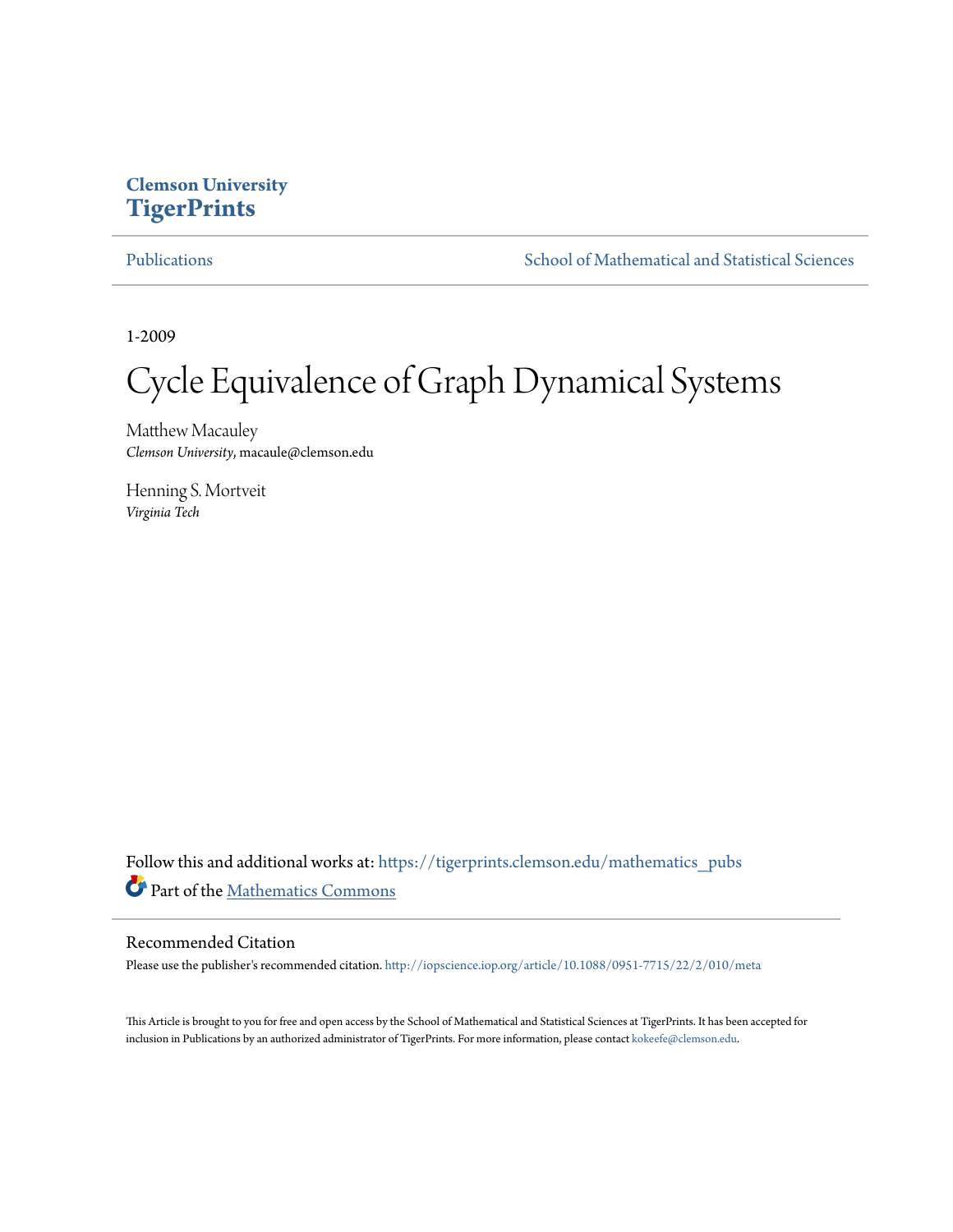Clemson University
**TigerPrints**

Publications | School of Mathematical and Statistical Sciences

1-2009

# Cycle Equivalence of Graph Dynamical Systems

Matthew Macauley
*Clemson University*, macaule@clemson.edu

Henning S. Mortveit
*Virginia Tech*

Follow this and additional works at: https://tigerprints.clemson.edu/mathematics_pubs

Part of the Mathematics Commons

## Recommended Citation

Please use the publisher's recommended citation. http://iopscience.iop.org/article/10.1088/0951-7715/22/2/010/meta

This Article is brought to you for free and open access by the School of Mathematical and Statistical Sciences at TigerPrints. It has been accepted for inclusion in Publications by an authorized administrator of TigerPrints. For more information, please contact kokeefe@clemson.edu.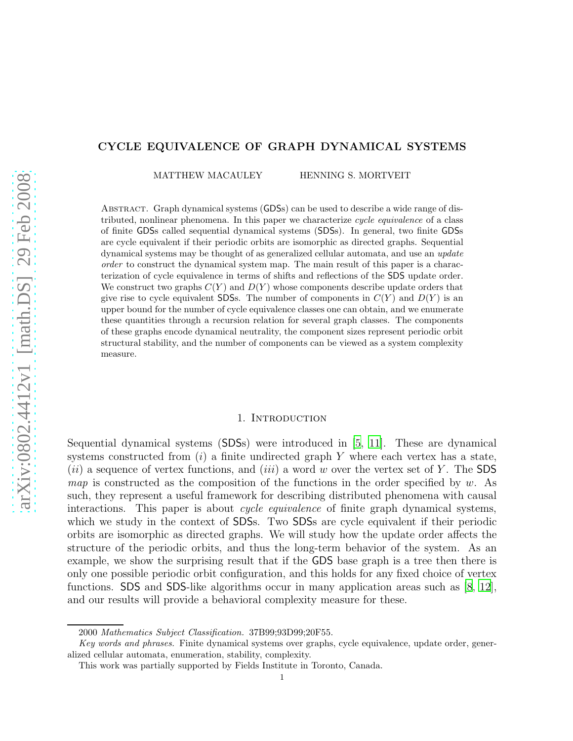# CYCLE EQUIVALENCE OF GRAPH DYNAMICAL SYSTEMS

MATTHEW MACAULEY HENNING S. MORTVEIT

ABSTRACT. Graph dynamical systems (GDSs) can be used to describe a wide range of distributed, nonlinear phenomena. In this paper we characterize *cycle equivalence* of a class of finite GDSs called sequential dynamical systems (SDSs). In general, two finite GDSs are cycle equivalent if their periodic orbits are isomorphic as directed graphs. Sequential dynamical systems may be thought of as generalized cellular automata, and use an *update order* to construct the dynamical system map. The main result of this paper is a characterization of cycle equivalence in terms of shifts and reflections of the SDS update order. We construct two graphs $C(Y)$ and $D(Y)$ whose components describe update orders that give rise to cycle equivalent SDSs. The number of components in $C(Y)$ and $D(Y)$ is an upper bound for the number of cycle equivalence classes one can obtain, and we enumerate these quantities through a recursion relation for several graph classes. The components of these graphs encode dynamical neutrality, the component sizes represent periodic orbit structural stability, and the number of components can be viewed as a system complexity measure.

## 1. INTRODUCTION

Sequential dynamical systems (SDSs) were introduced in [5, 11]. These are dynamical systems constructed from $(i)$ a finite undirected graph $Y$ where each vertex has a state, $(ii)$ a sequence of vertex functions, and $(iii)$ a word $w$ over the vertex set of $Y$. The SDS *map* is constructed as the composition of the functions in the order specified by $w$. As such, they represent a useful framework for describing distributed phenomena with causal interactions. This paper is about *cycle equivalence* of finite graph dynamical systems, which we study in the context of SDSs. Two SDSs are cycle equivalent if their periodic orbits are isomorphic as directed graphs. We will study how the update order affects the structure of the periodic orbits, and thus the long-term behavior of the system. As an example, we show the surprising result that if the GDS base graph is a tree then there is only one possible periodic orbit configuration, and this holds for any fixed choice of vertex functions. SDS and SDS-like algorithms occur in many application areas such as [8, 12], and our results will provide a behavioral complexity measure for these.

2000 *Mathematics Subject Classification.* 37B99;93D99;20F55.

*Key words and phrases.* Finite dynamical systems over graphs, cycle equivalence, update order, generalized cellular automata, enumeration, stability, complexity.

This work was partially supported by Fields Institute in Toronto, Canada.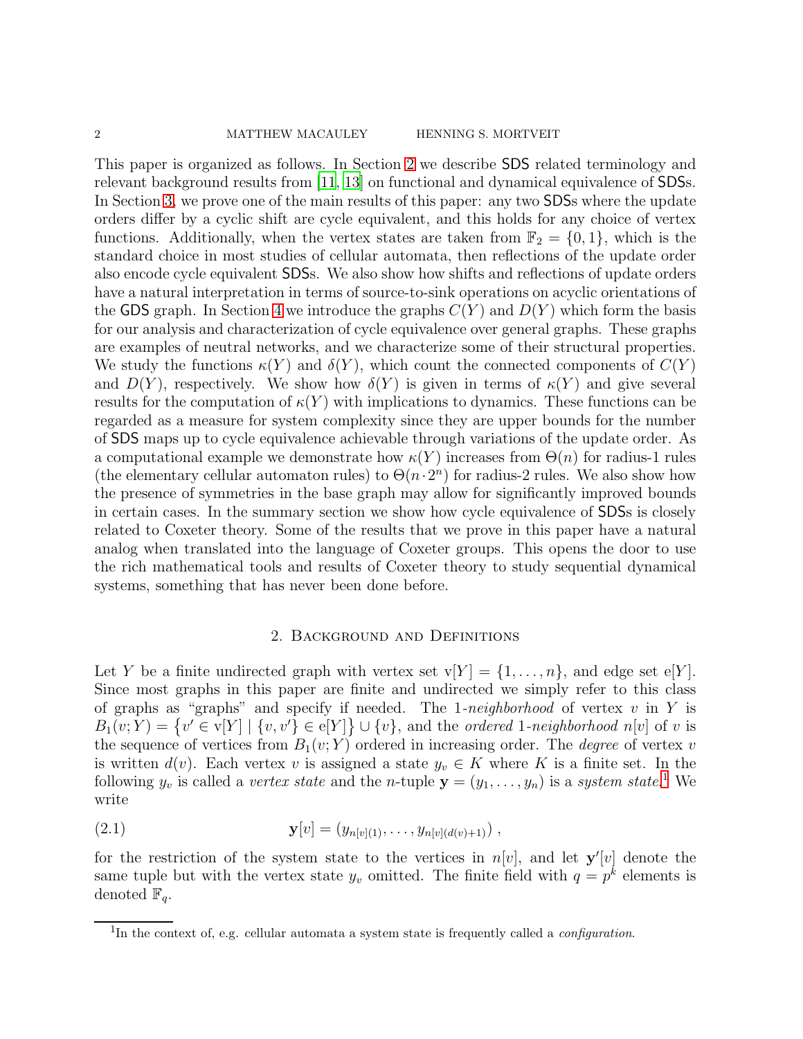This paper is organized as follows. In Section 2 we describe SDS related terminology and relevant background results from [11, 13] on functional and dynamical equivalence of SDSs. In Section 3, we prove one of the main results of this paper: any two SDSs where the update orders differ by a cyclic shift are cycle equivalent, and this holds for any choice of vertex functions. Additionally, when the vertex states are taken from $\mathbb{F}_2 = \{0, 1\}$, which is the standard choice in most studies of cellular automata, then reflections of the update order also encode cycle equivalent SDSs. We also show how shifts and reflections of update orders have a natural interpretation in terms of source-to-sink operations on acyclic orientations of the GDS graph. In Section 4 we introduce the graphs $C(Y)$ and $D(Y)$ which form the basis for our analysis and characterization of cycle equivalence over general graphs. These graphs are examples of neutral networks, and we characterize some of their structural properties. We study the functions $\kappa(Y)$ and $\delta(Y)$, which count the connected components of $C(Y)$ and $D(Y)$, respectively. We show how $\delta(Y)$ is given in terms of $\kappa(Y)$ and give several results for the computation of $\kappa(Y)$ with implications to dynamics. These functions can be regarded as a measure for system complexity since they are upper bounds for the number of SDS maps up to cycle equivalence achievable through variations of the update order. As a computational example we demonstrate how $\kappa(Y)$ increases from $\Theta(n)$ for radius-1 rules (the elementary cellular automaton rules) to $\Theta(n \cdot 2^n)$ for radius-2 rules. We also show how the presence of symmetries in the base graph may allow for significantly improved bounds in certain cases. In the summary section we show how cycle equivalence of SDSs is closely related to Coxeter theory. Some of the results that we prove in this paper have a natural analog when translated into the language of Coxeter groups. This opens the door to use the rich mathematical tools and results of Coxeter theory to study sequential dynamical systems, something that has never been done before.

## 2. Background and Definitions

Let $Y$ be a finite undirected graph with vertex set $\mathrm{v}[Y] = \{1, \ldots, n\}$, and edge set $\mathrm{e}[Y]$. Since most graphs in this paper are finite and undirected we simply refer to this class of graphs as "graphs" and specify if needed. The 1-*neighborhood* of vertex $v$ in $Y$ is $B_1(v; Y) = \{v' \in \mathrm{v}[Y] \mid \{v, v'\} \in \mathrm{e}[Y]\} \cup \{v\}$, and the *ordered* 1-*neighborhood* $n[v]$ of $v$ is the sequence of vertices from $B_1(v; Y)$ ordered in increasing order. The *degree* of vertex $v$ is written $d(v)$. Each vertex $v$ is assigned a state $y_v \in K$ where $K$ is a finite set. In the following $y_v$ is called a *vertex state* and the $n$-tuple $\mathbf{y} = (y_1, \ldots, y_n)$ is a *system state*.[1] We write

$$\mathbf{y}[v] = (y_{n[v](1)}, \ldots, y_{n[v](d(v)+1)}) \,, \tag{2.1}$$

for the restriction of the system state to the vertices in $n[v]$, and let $\mathbf{y}'[v]$ denote the same tuple but with the vertex state $y_v$ omitted. The finite field with $q = p^k$ elements is denoted $\mathbb{F}_q$.

[1] In the context of, e.g. cellular automata a system state is frequently called a *configuration*.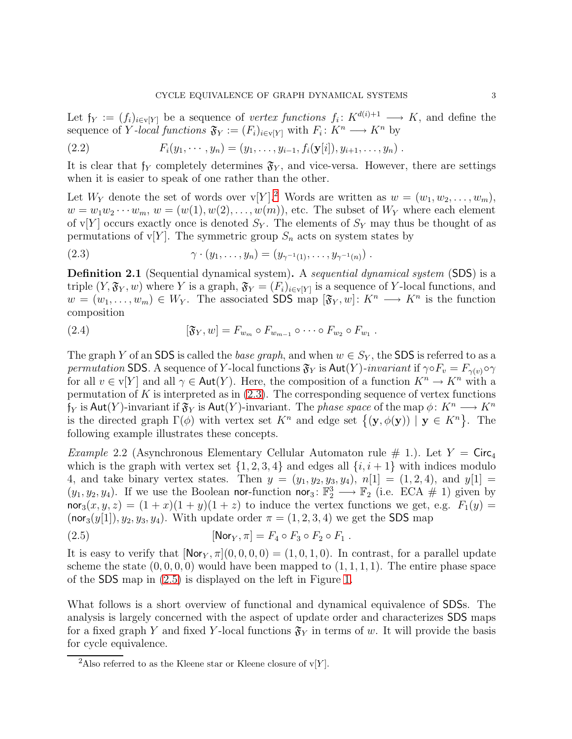Let $\mathfrak{f}_Y := (f_i)_{i\in \mathrm{v}[Y]}$ be a sequence of *vertex functions* $f_i\colon K^{d(i)+1} \longrightarrow K$, and define the sequence of *$Y$-local functions* $\mathfrak{F}_Y := (F_i)_{i\in\mathrm{v}[Y]}$ with $F_i\colon K^n \longrightarrow K^n$ by

$$F_i(y_1, \cdots, y_n) = (y_1, \ldots, y_{i-1}, f_i(\mathbf{y}[i]), y_{i+1}, \ldots, y_n) \; . \tag{2.2}$$

It is clear that $\mathfrak{f}_Y$ completely determines $\mathfrak{F}_Y$, and vice-versa. However, there are settings when it is easier to speak of one rather than the other.

Let $W_Y$ denote the set of words over $\mathrm{v}[Y]$.[2] Words are written as $w = (w_1, w_2, \ldots, w_m)$, $w = w_1 w_2 \cdots w_m$, $w = (w(1), w(2), \ldots, w(m))$, etc. The subset of $W_Y$ where each element of $\mathrm{v}[Y]$ occurs exactly once is denoted $S_Y$. The elements of $S_Y$ may thus be thought of as permutations of $\mathrm{v}[Y]$. The symmetric group $S_n$ acts on system states by

$$\gamma \cdot (y_1, \ldots, y_n) = (y_{\gamma^{-1}(1)}, \ldots, y_{\gamma^{-1}(n)}) \; . \tag{2.3}$$

**Definition 2.1** (Sequential dynamical system)**.** A *sequential dynamical system* (SDS) is a triple $(Y, \mathfrak{F}_Y, w)$ where $Y$ is a graph, $\mathfrak{F}_Y = (F_i)_{i\in\mathrm{v}[Y]}$ is a sequence of $Y$-local functions, and $w = (w_1, \ldots, w_m) \in W_Y$. The associated SDS map $[\mathfrak{F}_Y, w]\colon K^n \longrightarrow K^n$ is the function composition

$$[\mathfrak{F}_Y, w] = F_{w_m} \circ F_{w_{m-1}} \circ \cdots \circ F_{w_2} \circ F_{w_1} \; . \tag{2.4}$$

The graph $Y$ of an SDS is called the *base graph*, and when $w \in S_Y$, the SDS is referred to as a *permutation* SDS. A sequence of $Y$-local functions $\mathfrak{F}_Y$ is $\mathsf{Aut}(Y)$*-invariant* if $\gamma\circ F_v = F_{\gamma(v)}\circ\gamma$ for all $v \in \mathrm{v}[Y]$ and all $\gamma \in \mathsf{Aut}(Y)$. Here, the composition of a function $K^n \to K^n$ with a permutation of $K$ is interpreted as in (2.3). The corresponding sequence of vertex functions $\mathfrak{f}_Y$ is $\mathsf{Aut}(Y)$-invariant if $\mathfrak{F}_Y$ is $\mathsf{Aut}(Y)$-invariant. The *phase space* of the map $\phi\colon K^n \longrightarrow K^n$ is the directed graph $\Gamma(\phi)$ with vertex set $K^n$ and edge set $\{(\mathbf{y}, \phi(\mathbf{y})) \mid \mathbf{y} \in K^n\}$. The following example illustrates these concepts.

*Example* 2.2 (Asynchronous Elementary Cellular Automaton rule # 1.). Let $Y = \mathsf{Circ}_4$ which is the graph with vertex set $\{1, 2, 3, 4\}$ and edges all $\{i, i+1\}$ with indices modulo 4, and take binary vertex states. Then $y = (y_1, y_2, y_3, y_4)$, $n[1] = (1, 2, 4)$, and $y[1] = (y_1, y_2, y_4)$. If we use the Boolean $\mathsf{nor}$-function $\mathsf{nor}_3\colon \mathbb{F}_2^3 \longrightarrow \mathbb{F}_2$ (i.e. ECA # 1) given by $\mathsf{nor}_3(x, y, z) = (1 + x)(1 + y)(1 + z)$ to induce the vertex functions we get, e.g. $F_1(y) = (\mathsf{nor}_3(y[1]), y_2, y_3, y_4)$. With update order $\pi = (1, 2, 3, 4)$ we get the SDS map

$$[\mathsf{Nor}_Y, \pi] = F_4 \circ F_3 \circ F_2 \circ F_1 \; . \tag{2.5}$$

It is easy to verify that $[\mathsf{Nor}_Y, \pi](0, 0, 0, 0) = (1, 0, 1, 0)$. In contrast, for a parallel update scheme the state $(0, 0, 0, 0)$ would have been mapped to $(1, 1, 1, 1)$. The entire phase space of the SDS map in (2.5) is displayed on the left in Figure 1.

What follows is a short overview of functional and dynamical equivalence of SDSs. The analysis is largely concerned with the aspect of update order and characterizes SDS maps for a fixed graph $Y$ and fixed $Y$-local functions $\mathfrak{F}_Y$ in terms of $w$. It will provide the basis for cycle equivalence.

---

[2] Also referred to as the Kleene star or Kleene closure of $\mathrm{v}[Y]$.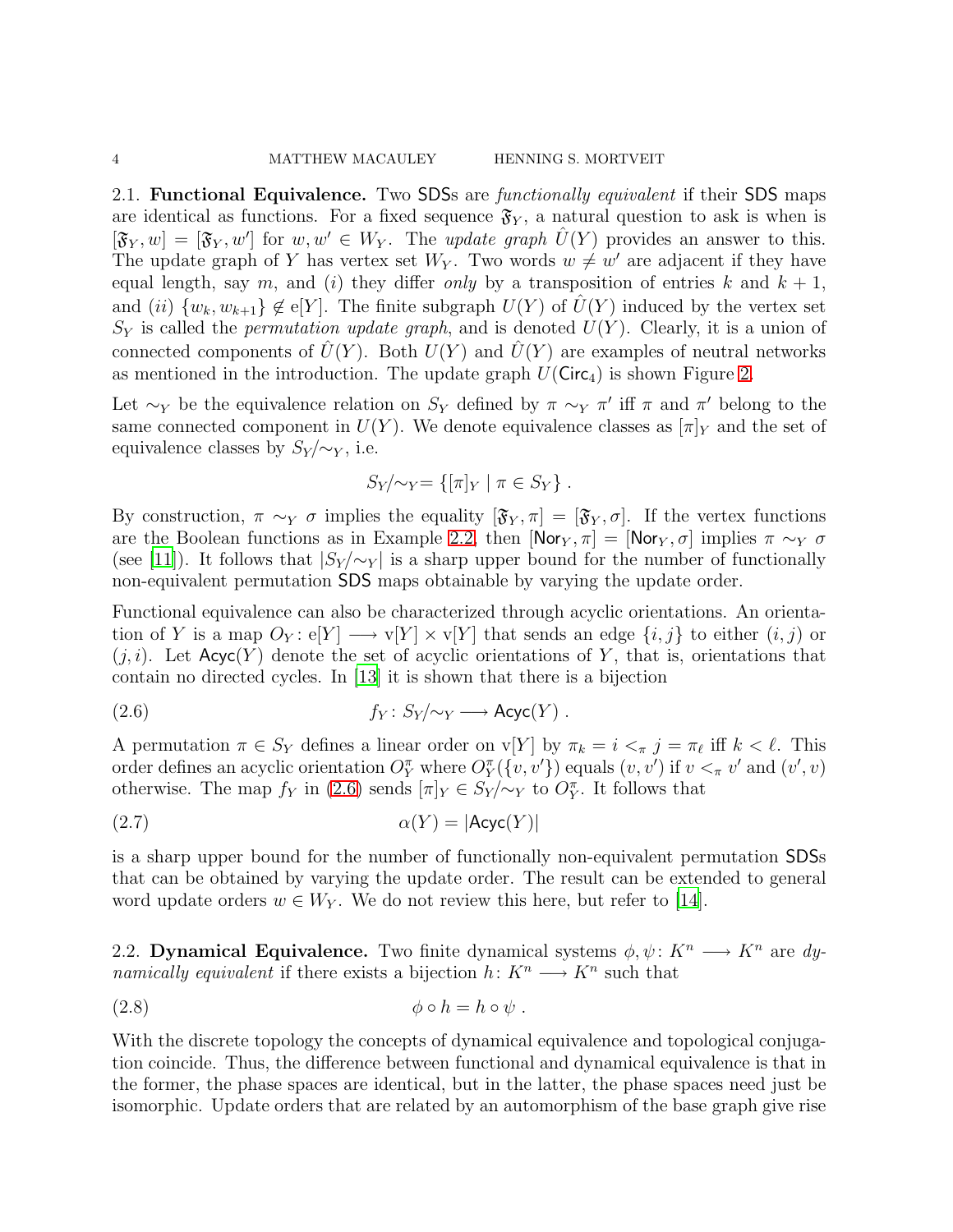2.1. **Functional Equivalence.** Two SDSs are *functionally equivalent* if their SDS maps are identical as functions. For a fixed sequence $\mathfrak{F}_Y$, a natural question to ask is when is $[\mathfrak{F}_Y, w] = [\mathfrak{F}_Y, w']$ for $w, w' \in W_Y$. The *update graph* $\hat{U}(Y)$ provides an answer to this. The update graph of $Y$ has vertex set $W_Y$. Two words $w \neq w'$ are adjacent if they have equal length, say $m$, and $(i)$ they differ *only* by a transposition of entries $k$ and $k+1$, and $(ii)$ $\{w_k, w_{k+1}\} \notin \mathrm{e}[Y]$. The finite subgraph $U(Y)$ of $\hat{U}(Y)$ induced by the vertex set $S_Y$ is called the *permutation update graph*, and is denoted $U(Y)$. Clearly, it is a union of connected components of $\hat{U}(Y)$. Both $U(Y)$ and $\hat{U}(Y)$ are examples of neutral networks as mentioned in the introduction. The update graph $U(\mathsf{Circ}_4)$ is shown Figure 2.

Let $\sim_Y$ be the equivalence relation on $S_Y$ defined by $\pi \sim_Y \pi'$ iff $\pi$ and $\pi'$ belong to the same connected component in $U(Y)$. We denote equivalence classes as $[\pi]_Y$ and the set of equivalence classes by $S_Y/\!\sim_Y$, i.e.

$$S_Y/\!\sim_Y = \{[\pi]_Y \mid \pi \in S_Y\}\ .$$

By construction, $\pi \sim_Y \sigma$ implies the equality $[\mathfrak{F}_Y, \pi] = [\mathfrak{F}_Y, \sigma]$. If the vertex functions are the Boolean functions as in Example 2.2, then $[\mathsf{Nor}_Y, \pi] = [\mathsf{Nor}_Y, \sigma]$ implies $\pi \sim_Y \sigma$ (see [11]). It follows that $|S_Y/\!\sim_Y|$ is a sharp upper bound for the number of functionally non-equivalent permutation SDS maps obtainable by varying the update order.

Functional equivalence can also be characterized through acyclic orientations. An orientation of $Y$ is a map $O_Y \colon \mathrm{e}[Y] \longrightarrow \mathrm{v}[Y] \times \mathrm{v}[Y]$ that sends an edge $\{i, j\}$ to either $(i, j)$ or $(j, i)$. Let $\mathsf{Acyc}(Y)$ denote the set of acyclic orientations of $Y$, that is, orientations that contain no directed cycles. In [13] it is shown that there is a bijection

$$f_Y \colon S_Y/\!\sim_Y \longrightarrow \mathsf{Acyc}(Y)\ . \tag{2.6}$$

A permutation $\pi \in S_Y$ defines a linear order on $\mathrm{v}[Y]$ by $\pi_k = i <_\pi j = \pi_\ell$ iff $k < \ell$. This order defines an acyclic orientation $O_Y^\pi$ where $O_Y^\pi(\{v, v'\})$ equals $(v, v')$ if $v <_\pi v'$ and $(v', v)$ otherwise. The map $f_Y$ in (2.6) sends $[\pi]_Y \in S_Y/\!\sim_Y$ to $O_Y^\pi$. It follows that

$$\alpha(Y) = |\mathsf{Acyc}(Y)| \tag{2.7}$$

is a sharp upper bound for the number of functionally non-equivalent permutation SDSs that can be obtained by varying the update order. The result can be extended to general word update orders $w \in W_Y$. We do not review this here, but refer to [14].

2.2. **Dynamical Equivalence.** Two finite dynamical systems $\phi, \psi \colon K^n \longrightarrow K^n$ are *dynamically equivalent* if there exists a bijection $h \colon K^n \longrightarrow K^n$ such that

$$\phi \circ h = h \circ \psi\ . \tag{2.8}$$

With the discrete topology the concepts of dynamical equivalence and topological conjugation coincide. Thus, the difference between functional and dynamical equivalence is that in the former, the phase spaces are identical, but in the latter, the phase spaces need just be isomorphic. Update orders that are related by an automorphism of the base graph give rise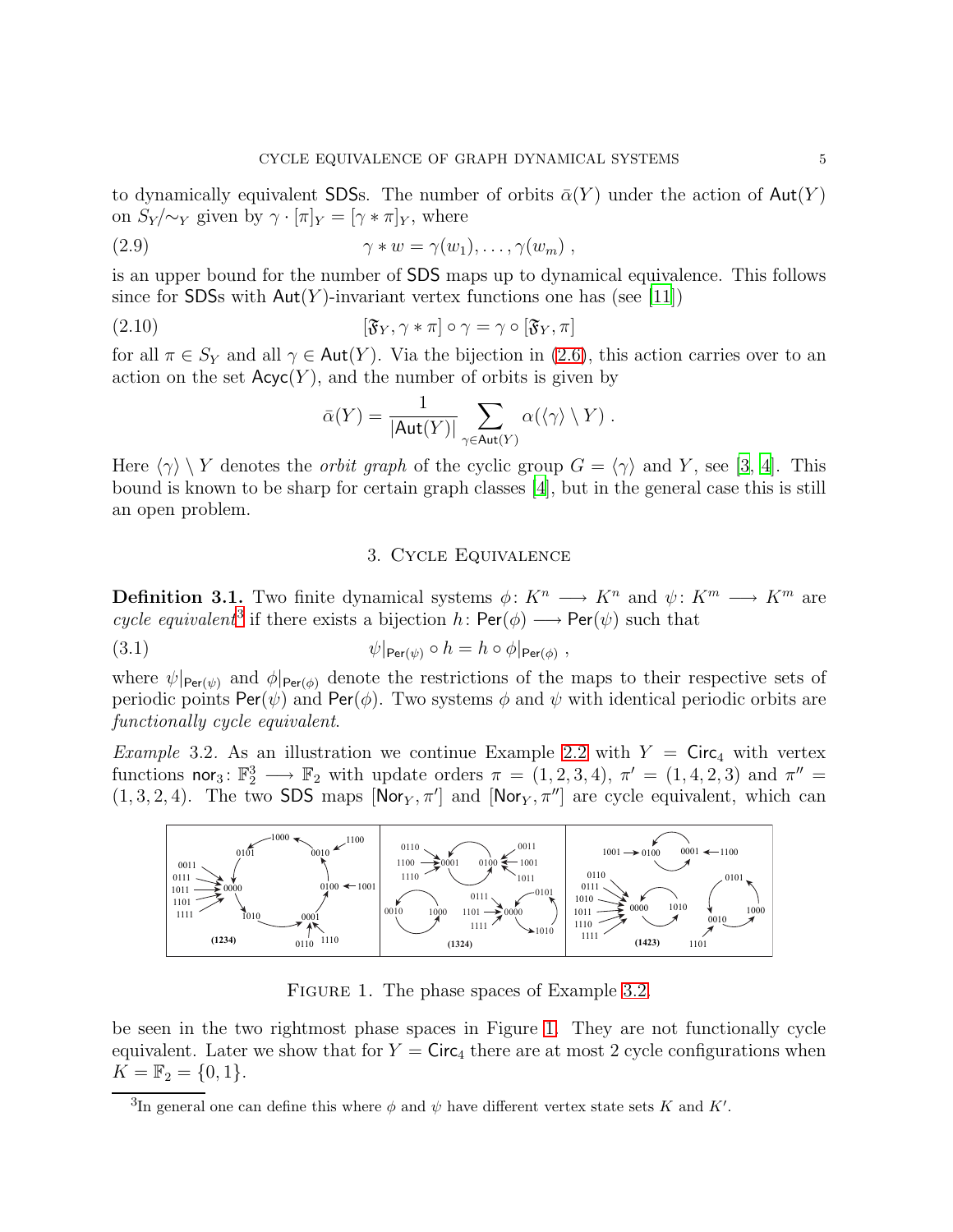to dynamically equivalent SDSs. The number of orbits $\bar{\alpha}(Y)$ under the action of $\mathsf{Aut}(Y)$ on $S_Y/{\sim_Y}$ given by $\gamma \cdot [\pi]_Y = [\gamma * \pi]_Y$, where

$$\gamma * w = \gamma(w_1), \ldots, \gamma(w_m) \,, \tag{2.9}$$

is an upper bound for the number of SDS maps up to dynamical equivalence. This follows since for SDSs with $\mathsf{Aut}(Y)$-invariant vertex functions one has (see [11])

$$[\mathfrak{F}_Y, \gamma * \pi] \circ \gamma = \gamma \circ [\mathfrak{F}_Y, \pi] \tag{2.10}$$

for all $\pi \in S_Y$ and all $\gamma \in \mathsf{Aut}(Y)$. Via the bijection in (2.6), this action carries over to an action on the set $\mathsf{Acyc}(Y)$, and the number of orbits is given by

$$\bar{\alpha}(Y) = \frac{1}{|\mathsf{Aut}(Y)|} \sum_{\gamma \in \mathsf{Aut}(Y)} \alpha(\langle\gamma\rangle \setminus Y) \,.$$

Here $\langle\gamma\rangle \setminus Y$ denotes the *orbit graph* of the cyclic group $G = \langle\gamma\rangle$ and $Y$, see [3, 4]. This bound is known to be sharp for certain graph classes [4], but in the general case this is still an open problem.

## 3. Cycle Equivalence

**Definition 3.1.** Two finite dynamical systems $\phi\colon K^n \longrightarrow K^n$ and $\psi\colon K^m \longrightarrow K^m$ are *cycle equivalent*[3] if there exists a bijection $h\colon \mathsf{Per}(\phi) \longrightarrow \mathsf{Per}(\psi)$ such that

$$\psi|_{\mathsf{Per}(\psi)} \circ h = h \circ \phi|_{\mathsf{Per}(\phi)} \,, \tag{3.1}$$

where $\psi|_{\mathsf{Per}(\psi)}$ and $\phi|_{\mathsf{Per}(\phi)}$ denote the restrictions of the maps to their respective sets of periodic points $\mathsf{Per}(\psi)$ and $\mathsf{Per}(\phi)$. Two systems $\phi$ and $\psi$ with identical periodic orbits are *functionally cycle equivalent*.

*Example* 3.2. As an illustration we continue Example 2.2 with $Y = \mathsf{Circ}_4$ with vertex functions $\mathsf{nor}_3\colon \mathbb{F}_2^3 \longrightarrow \mathbb{F}_2$ with update orders $\pi = (1, 2, 3, 4)$, $\pi' = (1, 4, 2, 3)$ and $\pi'' = (1, 3, 2, 4)$. The two SDS maps $[\mathsf{Nor}_Y, \pi']$ and $[\mathsf{Nor}_Y, \pi'']$ are cycle equivalent, which can be seen in the two rightmost phase spaces in Figure 1. They are not functionally cycle equivalent. Later we show that for $Y = \mathsf{Circ}_4$ there are at most 2 cycle configurations when $K = \mathbb{F}_2 = \{0, 1\}$.

Figure 1. The phase spaces of Example 3.2.

[3] In general one can define this where $\phi$ and $\psi$ have different vertex state sets $K$ and $K'$.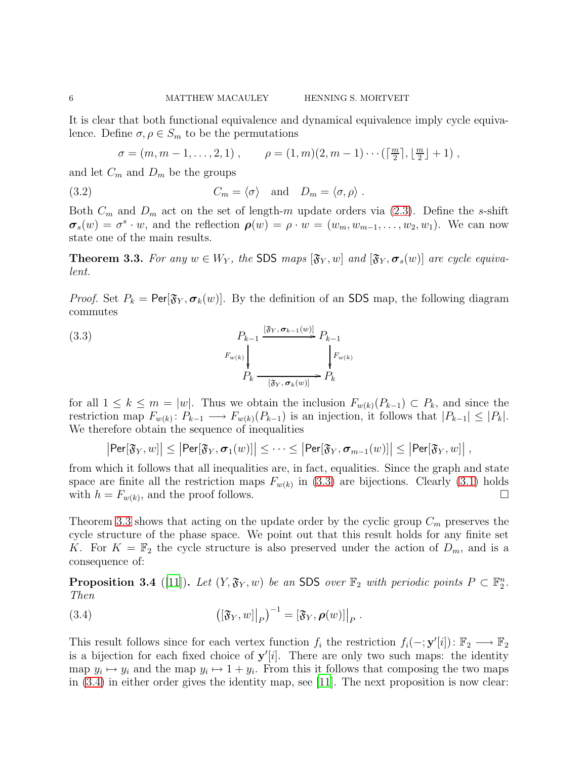It is clear that both functional equivalence and dynamical equivalence imply cycle equivalence. Define $\sigma, \rho \in S_m$ to be the permutations

$$\sigma = (m, m-1, \dots, 2, 1) \,, \qquad \rho = (1, m)(2, m-1) \cdots (\lceil \tfrac{m}{2} \rceil, \lfloor \tfrac{m}{2} \rfloor + 1) \,,$$

and let $C_m$ and $D_m$ be the groups

$$C_m = \langle \sigma \rangle \quad \text{and} \quad D_m = \langle \sigma, \rho \rangle \,. \tag{3.2}$$

Both $C_m$ and $D_m$ act on the set of length-$m$ update orders via (2.3). Define the $s$-shift $\boldsymbol{\sigma}_s(w) = \sigma^s \cdot w$, and the reflection $\boldsymbol{\rho}(w) = \rho \cdot w = (w_m, w_{m-1}, \dots, w_2, w_1)$. We can now state one of the main results.

**Theorem 3.3.** *For any $w \in W_Y$, the* SDS *maps $[\mathfrak{F}_Y, w]$ and $[\mathfrak{F}_Y, \boldsymbol{\sigma}_s(w)]$ are cycle equivalent.*

*Proof.* Set $P_k = \mathsf{Per}[\mathfrak{F}_Y, \boldsymbol{\sigma}_k(w)]$. By the definition of an SDS map, the following diagram commutes

$$\begin{array}{ccc} P_{k-1} & \xrightarrow{[\mathfrak{F}_Y, \boldsymbol{\sigma}_{k-1}(w)]} & P_{k-1} \\ {\scriptstyle F_{w(k)}} \big\downarrow & & \big\downarrow {\scriptstyle F_{w(k)}} \\ P_k & \xrightarrow[{[\mathfrak{F}_Y, \boldsymbol{\sigma}_k(w)]}]{} & P_k \end{array} \tag{3.3}$$

for all $1 \le k \le m = |w|$. Thus we obtain the inclusion $F_{w(k)}(P_{k-1}) \subset P_k$, and since the restriction map $F_{w(k)} \colon P_{k-1} \longrightarrow F_{w(k)}(P_{k-1})$ is an injection, it follows that $|P_{k-1}| \le |P_k|$. We therefore obtain the sequence of inequalities

$$\left|\mathsf{Per}[\mathfrak{F}_Y, w]\right| \le \left|\mathsf{Per}[\mathfrak{F}_Y, \boldsymbol{\sigma}_1(w)]\right| \le \dots \le \left|\mathsf{Per}[\mathfrak{F}_Y, \boldsymbol{\sigma}_{m-1}(w)]\right| \le \left|\mathsf{Per}[\mathfrak{F}_Y, w]\right| \,,$$

from which it follows that all inequalities are, in fact, equalities. Since the graph and state space are finite all the restriction maps $F_{w(k)}$ in (3.3) are bijections. Clearly (3.1) holds with $h = F_{w(k)}$, and the proof follows. $\square$

Theorem 3.3 shows that acting on the update order by the cyclic group $C_m$ preserves the cycle structure of the phase space. We point out that this result holds for any finite set $K$. For $K = \mathbb{F}_2$ the cycle structure is also preserved under the action of $D_m$, and is a consequence of:

**Proposition 3.4** ([11])**.** *Let $(Y, \mathfrak{F}_Y, w)$ be an* SDS *over $\mathbb{F}_2$ with periodic points $P \subset \mathbb{F}_2^n$. Then*

$$\left([\mathfrak{F}_Y, w]\big|_P\right)^{-1} = [\mathfrak{F}_Y, \boldsymbol{\rho}(w)]\big|_P \,. \tag{3.4}$$

This result follows since for each vertex function $f_i$ the restriction $f_i(-; \mathbf{y}'[i]) \colon \mathbb{F}_2 \longrightarrow \mathbb{F}_2$ is a bijection for each fixed choice of $\mathbf{y}'[i]$. There are only two such maps: the identity map $y_i \mapsto y_i$ and the map $y_i \mapsto 1 + y_i$. From this it follows that composing the two maps in (3.4) in either order gives the identity map, see [11]. The next proposition is now clear: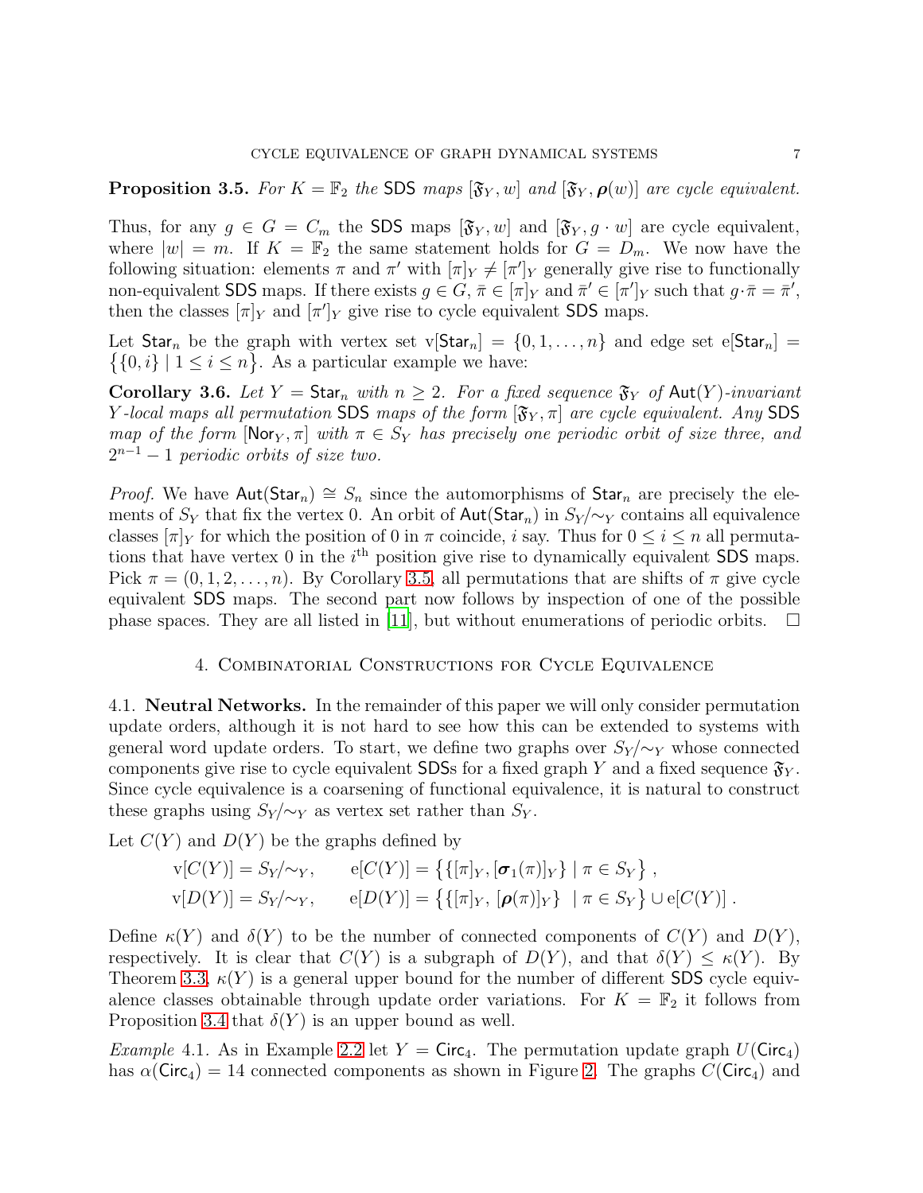**Proposition 3.5.** *For $K = \mathbb{F}_2$ the* SDS *maps* $[\mathfrak{F}_Y, w]$ *and* $[\mathfrak{F}_Y, \boldsymbol{\rho}(w)]$ *are cycle equivalent.*

Thus, for any $g \in G = C_m$ the SDS maps $[\mathfrak{F}_Y, w]$ and $[\mathfrak{F}_Y, g \cdot w]$ are cycle equivalent, where $|w| = m$. If $K = \mathbb{F}_2$ the same statement holds for $G = D_m$. We now have the following situation: elements $\pi$ and $\pi'$ with $[\pi]_Y \neq [\pi']_Y$ generally give rise to functionally non-equivalent SDS maps. If there exists $g \in G$, $\bar{\pi} \in [\pi]_Y$ and $\bar{\pi}' \in [\pi']_Y$ such that $g \cdot \bar{\pi} = \bar{\pi}'$, then the classes $[\pi]_Y$ and $[\pi']_Y$ give rise to cycle equivalent SDS maps.

Let $\mathsf{Star}_n$ be the graph with vertex set $\mathrm{v}[\mathsf{Star}_n] = \{0, 1, \dots, n\}$ and edge set $\mathrm{e}[\mathsf{Star}_n] = \{\{0, i\} \mid 1 \leq i \leq n\}$. As a particular example we have:

**Corollary 3.6.** *Let $Y = \mathsf{Star}_n$ with $n \geq 2$. For a fixed sequence $\mathfrak{F}_Y$ of $\mathsf{Aut}(Y)$-invariant $Y$-local maps all permutation* SDS *maps of the form* $[\mathfrak{F}_Y, \pi]$ *are cycle equivalent. Any* SDS *map of the form* $[\mathsf{Nor}_Y, \pi]$ *with $\pi \in S_Y$ has precisely one periodic orbit of size three, and $2^{n-1} - 1$ periodic orbits of size two.*

*Proof.* We have $\mathsf{Aut}(\mathsf{Star}_n) \cong S_n$ since the automorphisms of $\mathsf{Star}_n$ are precisely the elements of $S_Y$ that fix the vertex 0. An orbit of $\mathsf{Aut}(\mathsf{Star}_n)$ in $S_Y/\!\sim_Y$ contains all equivalence classes $[\pi]_Y$ for which the position of 0 in $\pi$ coincide, $i$ say. Thus for $0 \leq i \leq n$ all permutations that have vertex 0 in the $i^{\text{th}}$ position give rise to dynamically equivalent SDS maps. Pick $\pi = (0, 1, 2, \dots, n)$. By Corollary 3.5, all permutations that are shifts of $\pi$ give cycle equivalent SDS maps. The second part now follows by inspection of one of the possible phase spaces. They are all listed in [11], but without enumerations of periodic orbits. $\square$

## 4. Combinatorial Constructions for Cycle Equivalence

4.1. **Neutral Networks.** In the remainder of this paper we will only consider permutation update orders, although it is not hard to see how this can be extended to systems with general word update orders. To start, we define two graphs over $S_Y/\!\sim_Y$ whose connected components give rise to cycle equivalent SDSs for a fixed graph $Y$ and a fixed sequence $\mathfrak{F}_Y$. Since cycle equivalence is a coarsening of functional equivalence, it is natural to construct these graphs using $S_Y/\!\sim_Y$ as vertex set rather than $S_Y$.

Let $C(Y)$ and $D(Y)$ be the graphs defined by

$$\mathrm{v}[C(Y)] = S_Y/\!\sim_Y, \qquad \mathrm{e}[C(Y)] = \big\{\{[\pi]_Y, [\boldsymbol{\sigma}_1(\pi)]_Y\} \mid \pi \in S_Y\big\}\,,$$

$$\mathrm{v}[D(Y)] = S_Y/\!\sim_Y, \qquad \mathrm{e}[D(Y)] = \big\{\{[\pi]_Y,\, [\boldsymbol{\rho}(\pi)]_Y\} \;\mid \pi \in S_Y\big\} \cup \mathrm{e}[C(Y)]\,.$$

Define $\kappa(Y)$ and $\delta(Y)$ to be the number of connected components of $C(Y)$ and $D(Y)$, respectively. It is clear that $C(Y)$ is a subgraph of $D(Y)$, and that $\delta(Y) \leq \kappa(Y)$. By Theorem 3.3, $\kappa(Y)$ is a general upper bound for the number of different SDS cycle equivalence classes obtainable through update order variations. For $K = \mathbb{F}_2$ it follows from Proposition 3.4 that $\delta(Y)$ is an upper bound as well.

*Example* 4.1. As in Example 2.2 let $Y = \mathsf{Circ}_4$. The permutation update graph $U(\mathsf{Circ}_4)$ has $\alpha(\mathsf{Circ}_4) = 14$ connected components as shown in Figure 2. The graphs $C(\mathsf{Circ}_4)$ and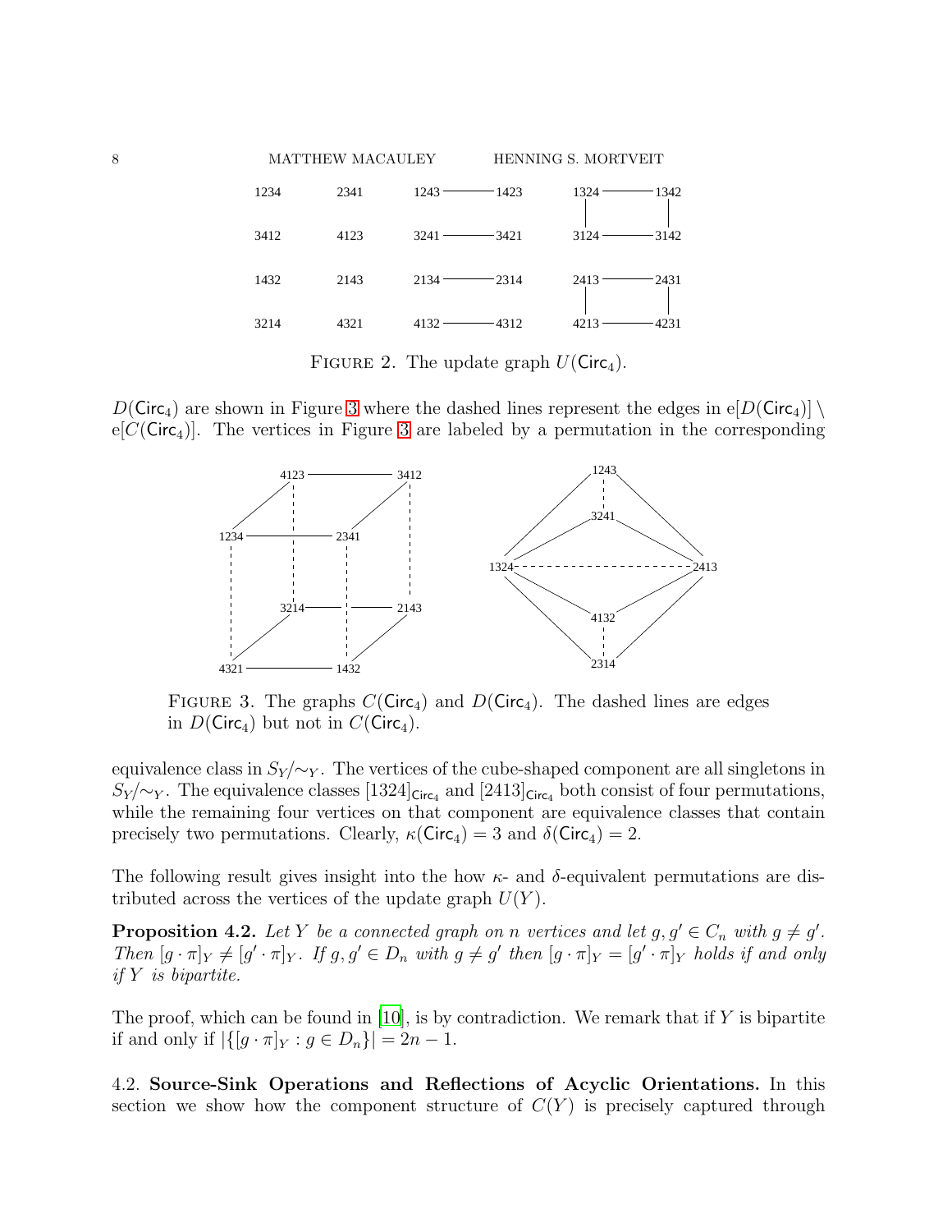FIGURE 2. The update graph $U(\mathsf{Circ}_4)$.

$D(\mathsf{Circ}_4)$ are shown in Figure 3 where the dashed lines represent the edges in $\mathrm{e}[D(\mathsf{Circ}_4)] \setminus \mathrm{e}[C(\mathsf{Circ}_4)]$. The vertices in Figure 3 are labeled by a permutation in the corresponding

FIGURE 3. The graphs $C(\mathsf{Circ}_4)$ and $D(\mathsf{Circ}_4)$. The dashed lines are edges in $D(\mathsf{Circ}_4)$ but not in $C(\mathsf{Circ}_4)$.

equivalence class in $S_Y/{\sim_Y}$. The vertices of the cube-shaped component are all singletons in $S_Y/{\sim_Y}$. The equivalence classes $[1324]_{\mathsf{Circ}_4}$ and $[2413]_{\mathsf{Circ}_4}$ both consist of four permutations, while the remaining four vertices on that component are equivalence classes that contain precisely two permutations. Clearly, $\kappa(\mathsf{Circ}_4) = 3$ and $\delta(\mathsf{Circ}_4) = 2$.

The following result gives insight into the how $\kappa$- and $\delta$-equivalent permutations are distributed across the vertices of the update graph $U(Y)$.

**Proposition 4.2.** *Let $Y$ be a connected graph on $n$ vertices and let $g, g' \in C_n$ with $g \neq g'$. Then $[g \cdot \pi]_Y \neq [g' \cdot \pi]_Y$. If $g, g' \in D_n$ with $g \neq g'$ then $[g \cdot \pi]_Y = [g' \cdot \pi]_Y$ holds if and only if $Y$ is bipartite.*

The proof, which can be found in [10], is by contradiction. We remark that if $Y$ is bipartite if and only if $|\{[g \cdot \pi]_Y : g \in D_n\}| = 2n - 1$.

4.2. **Source-Sink Operations and Reflections of Acyclic Orientations.** In this section we show how the component structure of $C(Y)$ is precisely captured through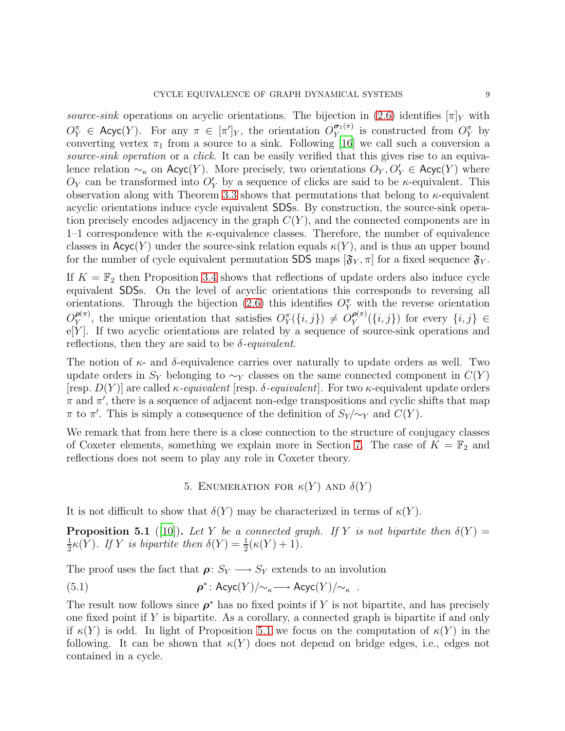*source-sink* operations on acyclic orientations. The bijection in (2.6) identifies $[\pi]_Y$ with $O_Y^\pi \in \mathsf{Acyc}(Y)$. For any $\pi \in [\pi']_Y$, the orientation $O_Y^{\boldsymbol{\sigma}_1(\pi)}$ is constructed from $O_Y^\pi$ by converting vertex $\pi_1$ from a source to a sink. Following [16] we call such a conversion a *source-sink operation* or a *click*. It can be easily verified that this gives rise to an equivalence relation $\sim_\kappa$ on $\mathsf{Acyc}(Y)$. More precisely, two orientations $O_Y, O_Y' \in \mathsf{Acyc}(Y)$ where $O_Y$ can be transformed into $O_Y'$ by a sequence of clicks are said to be $\kappa$-equivalent. This observation along with Theorem 3.3 shows that permutations that belong to $\kappa$-equivalent acyclic orientations induce cycle equivalent SDSs. By construction, the source-sink operation precisely encodes adjacency in the graph $C(Y)$, and the connected components are in 1–1 correspondence with the $\kappa$-equivalence classes. Therefore, the number of equivalence classes in $\mathsf{Acyc}(Y)$ under the source-sink relation equals $\kappa(Y)$, and is thus an upper bound for the number of cycle equivalent permutation SDS maps $[\mathfrak{F}_Y, \pi]$ for a fixed sequence $\mathfrak{F}_Y$.

If $K = \mathbb{F}_2$ then Proposition 3.4 shows that reflections of update orders also induce cycle equivalent SDSs. On the level of acyclic orientations this corresponds to reversing all orientations. Through the bijection (2.6) this identifies $O_Y^\pi$ with the reverse orientation $O_Y^{\boldsymbol{\rho}(\pi)}$, the unique orientation that satisfies $O_Y^\pi(\{i,j\}) \neq O_Y^{\boldsymbol{\rho}(\pi)}(\{i,j\})$ for every $\{i,j\} \in \mathrm{e}[Y]$. If two acyclic orientations are related by a sequence of source-sink operations and reflections, then they are said to be *$\delta$-equivalent*.

The notion of $\kappa$- and $\delta$-equivalence carries over naturally to update orders as well. Two update orders in $S_Y$ belonging to $\sim_Y$ classes on the same connected component in $C(Y)$ [resp. $D(Y)$] are called *$\kappa$-equivalent* [resp. *$\delta$-equivalent*]. For two $\kappa$-equivalent update orders $\pi$ and $\pi'$, there is a sequence of adjacent non-edge transpositions and cyclic shifts that map $\pi$ to $\pi'$. This is simply a consequence of the definition of $S_Y/{\sim_Y}$ and $C(Y)$.

We remark that from here there is a close connection to the structure of conjugacy classes of Coxeter elements, something we explain more in Section 7. The case of $K = \mathbb{F}_2$ and reflections does not seem to play any role in Coxeter theory.

## 5. Enumeration for $\kappa(Y)$ and $\delta(Y)$

It is not difficult to show that $\delta(Y)$ may be characterized in terms of $\kappa(Y)$.

**Proposition 5.1** ([10])**.** *Let $Y$ be a connected graph. If $Y$ is not bipartite then $\delta(Y) = \frac{1}{2}\kappa(Y)$. If $Y$ is bipartite then $\delta(Y) = \frac{1}{2}(\kappa(Y)+1)$.*

The proof uses the fact that $\boldsymbol{\rho}\colon S_Y \longrightarrow S_Y$ extends to an involution

$$\boldsymbol{\rho}^*\colon \mathsf{Acyc}(Y)/{\sim_\kappa} \longrightarrow \mathsf{Acyc}(Y)/{\sim_\kappa}\ . \tag{5.1}$$

The result now follows since $\boldsymbol{\rho}^*$ has no fixed points if $Y$ is not bipartite, and has precisely one fixed point if $Y$ is bipartite. As a corollary, a connected graph is bipartite if and only if $\kappa(Y)$ is odd. In light of Proposition 5.1 we focus on the computation of $\kappa(Y)$ in the following. It can be shown that $\kappa(Y)$ does not depend on bridge edges, i.e., edges not contained in a cycle.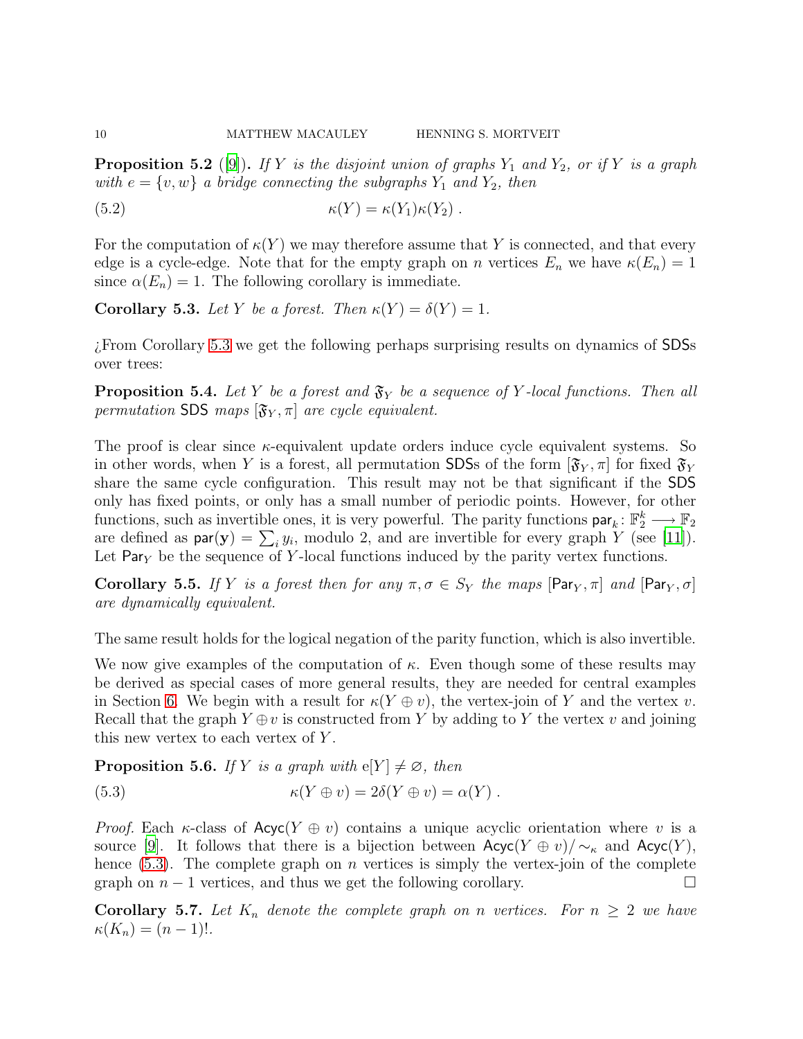**Proposition 5.2** ([9]). *If $Y$ is the disjoint union of graphs $Y_1$ and $Y_2$, or if $Y$ is a graph with $e = \{v, w\}$ a bridge connecting the subgraphs $Y_1$ and $Y_2$, then*

$$\kappa(Y) = \kappa(Y_1)\kappa(Y_2) \; . \tag{5.2}$$

For the computation of $\kappa(Y)$ we may therefore assume that $Y$ is connected, and that every edge is a cycle-edge. Note that for the empty graph on $n$ vertices $E_n$ we have $\kappa(E_n) = 1$ since $\alpha(E_n) = 1$. The following corollary is immediate.

**Corollary 5.3.** *Let $Y$ be a forest. Then $\kappa(Y) = \delta(Y) = 1$.*

¿From Corollary 5.3 we get the following perhaps surprising results on dynamics of SDSs over trees:

**Proposition 5.4.** *Let $Y$ be a forest and $\mathfrak{F}_Y$ be a sequence of $Y$-local functions. Then all permutation SDS maps $[\mathfrak{F}_Y, \pi]$ are cycle equivalent.*

The proof is clear since $\kappa$-equivalent update orders induce cycle equivalent systems. So in other words, when $Y$ is a forest, all permutation SDSs of the form $[\mathfrak{F}_Y, \pi]$ for fixed $\mathfrak{F}_Y$ share the same cycle configuration. This result may not be that significant if the SDS only has fixed points, or only has a small number of periodic points. However, for other functions, such as invertible ones, it is very powerful. The parity functions $\mathsf{par}_k \colon \mathbb{F}_2^k \longrightarrow \mathbb{F}_2$ are defined as $\mathsf{par}(\mathbf{y}) = \sum_i y_i$, modulo 2, and are invertible for every graph $Y$ (see [11]). Let $\mathsf{Par}_Y$ be the sequence of $Y$-local functions induced by the parity vertex functions.

**Corollary 5.5.** *If $Y$ is a forest then for any $\pi, \sigma \in S_Y$ the maps $[\mathsf{Par}_Y, \pi]$ and $[\mathsf{Par}_Y, \sigma]$ are dynamically equivalent.*

The same result holds for the logical negation of the parity function, which is also invertible.

We now give examples of the computation of $\kappa$. Even though some of these results may be derived as special cases of more general results, they are needed for central examples in Section 6. We begin with a result for $\kappa(Y \oplus v)$, the vertex-join of $Y$ and the vertex $v$. Recall that the graph $Y \oplus v$ is constructed from $Y$ by adding to $Y$ the vertex $v$ and joining this new vertex to each vertex of $Y$.

**Proposition 5.6.** *If $Y$ is a graph with $\mathrm{e}[Y] \neq \varnothing$, then*

$$\kappa(Y \oplus v) = 2\delta(Y \oplus v) = \alpha(Y) \; . \tag{5.3}$$

*Proof.* Each $\kappa$-class of $\mathsf{Acyc}(Y \oplus v)$ contains a unique acyclic orientation where $v$ is a source [9]. It follows that there is a bijection between $\mathsf{Acyc}(Y \oplus v)/\sim_\kappa$ and $\mathsf{Acyc}(Y)$, hence (5.3). The complete graph on $n$ vertices is simply the vertex-join of the complete graph on $n-1$ vertices, and thus we get the following corollary. □

**Corollary 5.7.** *Let $K_n$ denote the complete graph on $n$ vertices. For $n \geq 2$ we have $\kappa(K_n) = (n-1)!$.*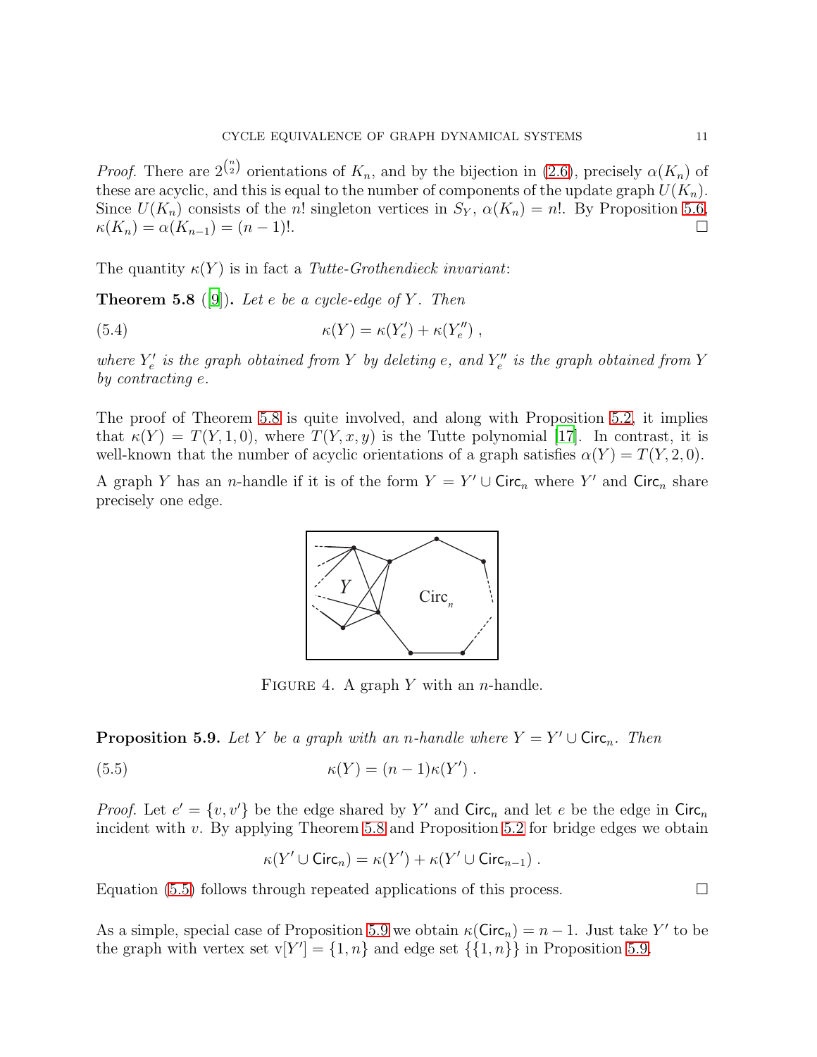*Proof.* There are $2^{\binom{n}{2}}$ orientations of $K_n$, and by the bijection in (2.6), precisely $\alpha(K_n)$ of these are acyclic, and this is equal to the number of components of the update graph $U(K_n)$. Since $U(K_n)$ consists of the $n!$ singleton vertices in $S_Y$, $\alpha(K_n) = n!$. By Proposition 5.6, $\kappa(K_n) = \alpha(K_{n-1}) = (n-1)!$. □

The quantity $\kappa(Y)$ is in fact a *Tutte-Grothendieck invariant*:

**Theorem 5.8** ([9]). *Let $e$ be a cycle-edge of $Y$. Then*

$$\kappa(Y) = \kappa(Y'_e) + \kappa(Y''_e) \ , \tag{5.4}$$

*where $Y'_e$ is the graph obtained from $Y$ by deleting $e$, and $Y''_e$ is the graph obtained from $Y$ by contracting $e$.*

The proof of Theorem 5.8 is quite involved, and along with Proposition 5.2, it implies that $\kappa(Y) = T(Y, 1, 0)$, where $T(Y, x, y)$ is the Tutte polynomial [17]. In contrast, it is well-known that the number of acyclic orientations of a graph satisfies $\alpha(Y) = T(Y, 2, 0)$.

A graph $Y$ has an $n$-handle if it is of the form $Y = Y' \cup \mathsf{Circ}_n$ where $Y'$ and $\mathsf{Circ}_n$ share precisely one edge.

FIGURE 4. A graph $Y$ with an $n$-handle.

**Proposition 5.9.** *Let $Y$ be a graph with an $n$-handle where $Y = Y' \cup \mathsf{Circ}_n$. Then*

$$\kappa(Y) = (n-1)\kappa(Y') \ . \tag{5.5}$$

*Proof.* Let $e' = \{v, v'\}$ be the edge shared by $Y'$ and $\mathsf{Circ}_n$ and let $e$ be the edge in $\mathsf{Circ}_n$ incident with $v$. By applying Theorem 5.8 and Proposition 5.2 for bridge edges we obtain

$$\kappa(Y' \cup \mathsf{Circ}_n) = \kappa(Y') + \kappa(Y' \cup \mathsf{Circ}_{n-1}) \ .$$

Equation (5.5) follows through repeated applications of this process. □

As a simple, special case of Proposition 5.9 we obtain $\kappa(\mathsf{Circ}_n) = n-1$. Just take $Y'$ to be the graph with vertex set $\mathrm{v}[Y'] = \{1, n\}$ and edge set $\{\{1, n\}\}$ in Proposition 5.9.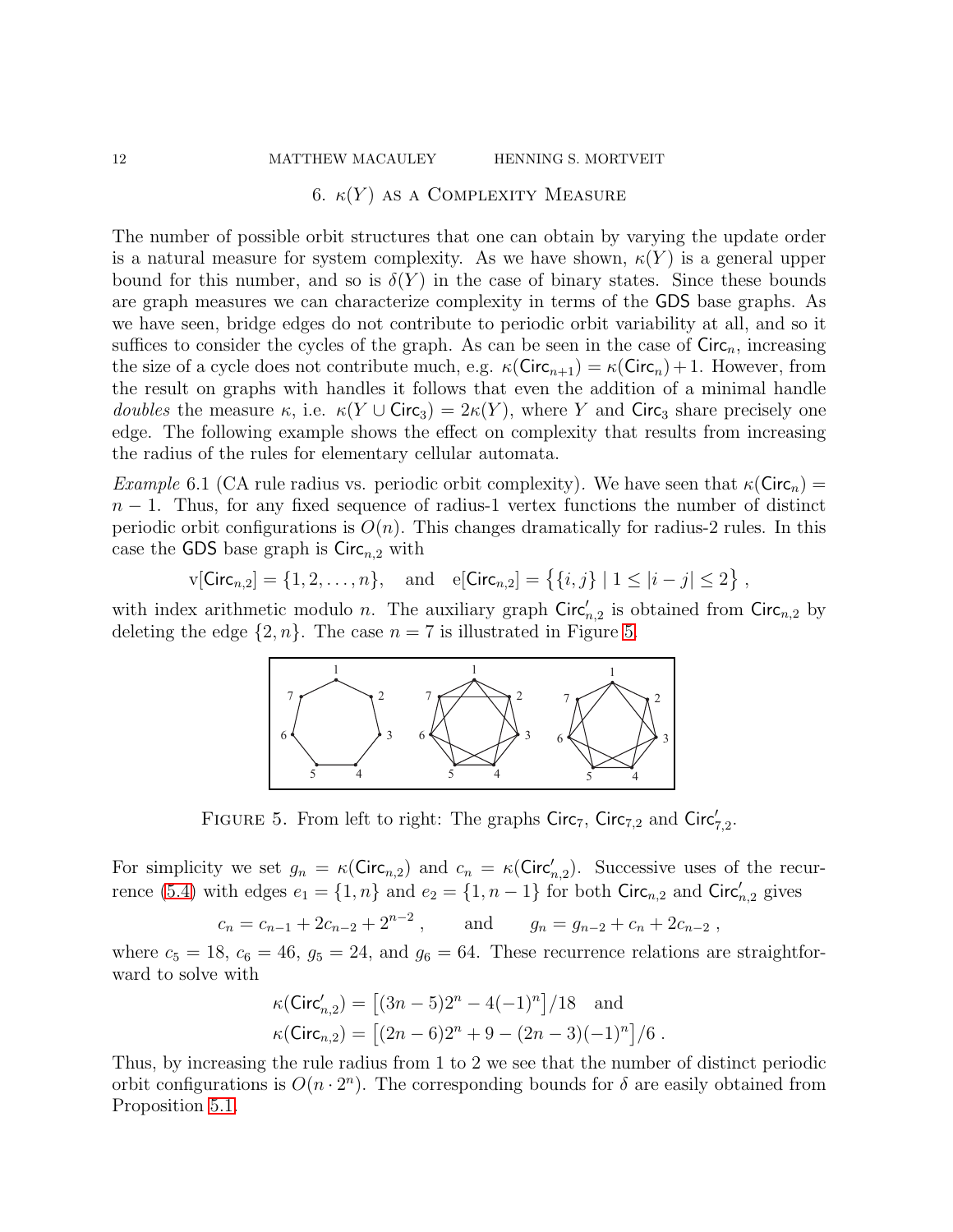## 6. $\kappa(Y)$ as a Complexity Measure

The number of possible orbit structures that one can obtain by varying the update order is a natural measure for system complexity. As we have shown, $\kappa(Y)$ is a general upper bound for this number, and so is $\delta(Y)$ in the case of binary states. Since these bounds are graph measures we can characterize complexity in terms of the GDS base graphs. As we have seen, bridge edges do not contribute to periodic orbit variability at all, and so it suffices to consider the cycles of the graph. As can be seen in the case of $\mathsf{Circ}_n$, increasing the size of a cycle does not contribute much, e.g. $\kappa(\mathsf{Circ}_{n+1}) = \kappa(\mathsf{Circ}_n) + 1$. However, from the result on graphs with handles it follows that even the addition of a minimal handle *doubles* the measure $\kappa$, i.e. $\kappa(Y \cup \mathsf{Circ}_3) = 2\kappa(Y)$, where $Y$ and $\mathsf{Circ}_3$ share precisely one edge. The following example shows the effect on complexity that results from increasing the radius of the rules for elementary cellular automata.

*Example* 6.1 (CA rule radius vs. periodic orbit complexity). We have seen that $\kappa(\mathsf{Circ}_n) = n - 1$. Thus, for any fixed sequence of radius-1 vertex functions the number of distinct periodic orbit configurations is $O(n)$. This changes dramatically for radius-2 rules. In this case the GDS base graph is $\mathsf{Circ}_{n,2}$ with

$$\mathrm{v}[\mathsf{Circ}_{n,2}] = \{1, 2, \ldots, n\}, \quad \text{and} \quad \mathrm{e}[\mathsf{Circ}_{n,2}] = \big\{\{i, j\} \mid 1 \le |i - j| \le 2\big\}\,,$$

with index arithmetic modulo $n$. The auxiliary graph $\mathsf{Circ}'_{n,2}$ is obtained from $\mathsf{Circ}_{n,2}$ by deleting the edge $\{2, n\}$. The case $n = 7$ is illustrated in Figure 5.

Figure 5. From left to right: The graphs $\mathsf{Circ}_7$, $\mathsf{Circ}_{7,2}$ and $\mathsf{Circ}'_{7,2}$.

For simplicity we set $g_n = \kappa(\mathsf{Circ}_{n,2})$ and $c_n = \kappa(\mathsf{Circ}'_{n,2})$. Successive uses of the recurrence (5.4) with edges $e_1 = \{1, n\}$ and $e_2 = \{1, n-1\}$ for both $\mathsf{Circ}_{n,2}$ and $\mathsf{Circ}'_{n,2}$ gives

$$c_n = c_{n-1} + 2c_{n-2} + 2^{n-2}\,, \qquad \text{and} \qquad g_n = g_{n-2} + c_n + 2c_{n-2}\,,$$

where $c_5 = 18$, $c_6 = 46$, $g_5 = 24$, and $g_6 = 64$. These recurrence relations are straightforward to solve with

$$\kappa(\mathsf{Circ}'_{n,2}) = \big[(3n-5)2^n - 4(-1)^n\big]/18 \quad \text{and}$$
$$\kappa(\mathsf{Circ}_{n,2}) = \big[(2n-6)2^n + 9 - (2n-3)(-1)^n\big]/6\,.$$

Thus, by increasing the rule radius from 1 to 2 we see that the number of distinct periodic orbit configurations is $O(n \cdot 2^n)$. The corresponding bounds for $\delta$ are easily obtained from Proposition 5.1.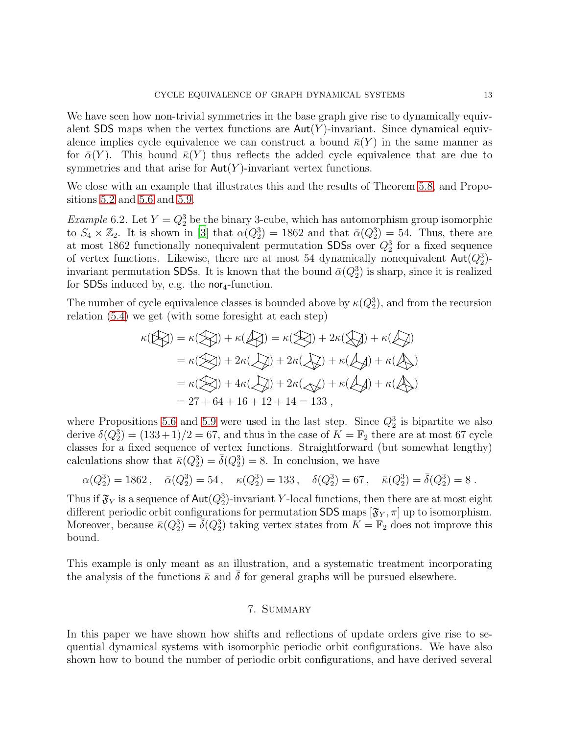We have seen how non-trivial symmetries in the base graph give rise to dynamically equivalent SDS maps when the vertex functions are $\mathsf{Aut}(Y)$-invariant. Since dynamical equivalence implies cycle equivalence we can construct a bound $\bar{\kappa}(Y)$ in the same manner as for $\bar{\alpha}(Y)$. This bound $\bar{\kappa}(Y)$ thus reflects the added cycle equivalence that are due to symmetries and that arise for $\mathsf{Aut}(Y)$-invariant vertex functions.

We close with an example that illustrates this and the results of Theorem 5.8, and Propositions 5.2 and 5.6 and 5.9.

*Example* 6.2. Let $Y = Q_2^3$ be the binary 3-cube, which has automorphism group isomorphic to $S_4 \times \mathbb{Z}_2$. It is shown in [3] that $\alpha(Q_2^3) = 1862$ and that $\bar{\alpha}(Q_2^3) = 54$. Thus, there are at most 1862 functionally nonequivalent permutation SDSs over $Q_2^3$ for a fixed sequence of vertex functions. Likewise, there are at most 54 dynamically nonequivalent $\mathsf{Aut}(Q_2^3)$-invariant permutation SDSs. It is known that the bound $\bar{\alpha}(Q_2^3)$ is sharp, since it is realized for SDSs induced by, e.g. the $\mathsf{nor}_4$-function.

The number of cycle equivalence classes is bounded above by $\kappa(Q_2^3)$, and from the recursion relation (5.4) we get (with some foresight at each step)

$$
\begin{aligned}
\kappa([\text{graph}]) &= \kappa([\text{graph}]) + \kappa([\text{graph}]) = \kappa([\text{graph}]) + 2\kappa([\text{graph}]) + \kappa([\text{graph}]) \\
&= \kappa([\text{graph}]) + 2\kappa([\text{graph}]) + 2\kappa([\text{graph}]) + \kappa([\text{graph}]) + \kappa([\text{graph}]) \\
&= \kappa([\text{graph}]) + 4\kappa([\text{graph}]) + 2\kappa([\text{graph}]) + \kappa([\text{graph}]) + \kappa([\text{graph}]) \\
&= 27 + 64 + 16 + 12 + 14 = 133\,,
\end{aligned}
$$

where Propositions 5.6 and 5.9 were used in the last step. Since $Q_2^3$ is bipartite we also derive $\delta(Q_2^3) = (133+1)/2 = 67$, and thus in the case of $K = \mathbb{F}_2$ there are at most 67 cycle classes for a fixed sequence of vertex functions. Straightforward (but somewhat lengthy) calculations show that $\bar{\kappa}(Q_2^3) = \bar{\delta}(Q_2^3) = 8$. In conclusion, we have

$$
\alpha(Q_2^3) = 1862\,, \quad \bar{\alpha}(Q_2^3) = 54\,, \quad \kappa(Q_2^3) = 133\,, \quad \delta(Q_2^3) = 67\,, \quad \bar{\kappa}(Q_2^3) = \bar{\delta}(Q_2^3) = 8\,.
$$

Thus if $\mathfrak{F}_Y$ is a sequence of $\mathsf{Aut}(Q_2^3)$-invariant $Y$-local functions, then there are at most eight different periodic orbit configurations for permutation SDS maps $[\mathfrak{F}_Y, \pi]$ up to isomorphism. Moreover, because $\bar{\kappa}(Q_2^3) = \bar{\delta}(Q_2^3)$ taking vertex states from $K = \mathbb{F}_2$ does not improve this bound.

This example is only meant as an illustration, and a systematic treatment incorporating the analysis of the functions $\bar{\kappa}$ and $\bar{\delta}$ for general graphs will be pursued elsewhere.

## 7. Summary

In this paper we have shown how shifts and reflections of update orders give rise to sequential dynamical systems with isomorphic periodic orbit configurations. We have also shown how to bound the number of periodic orbit configurations, and have derived several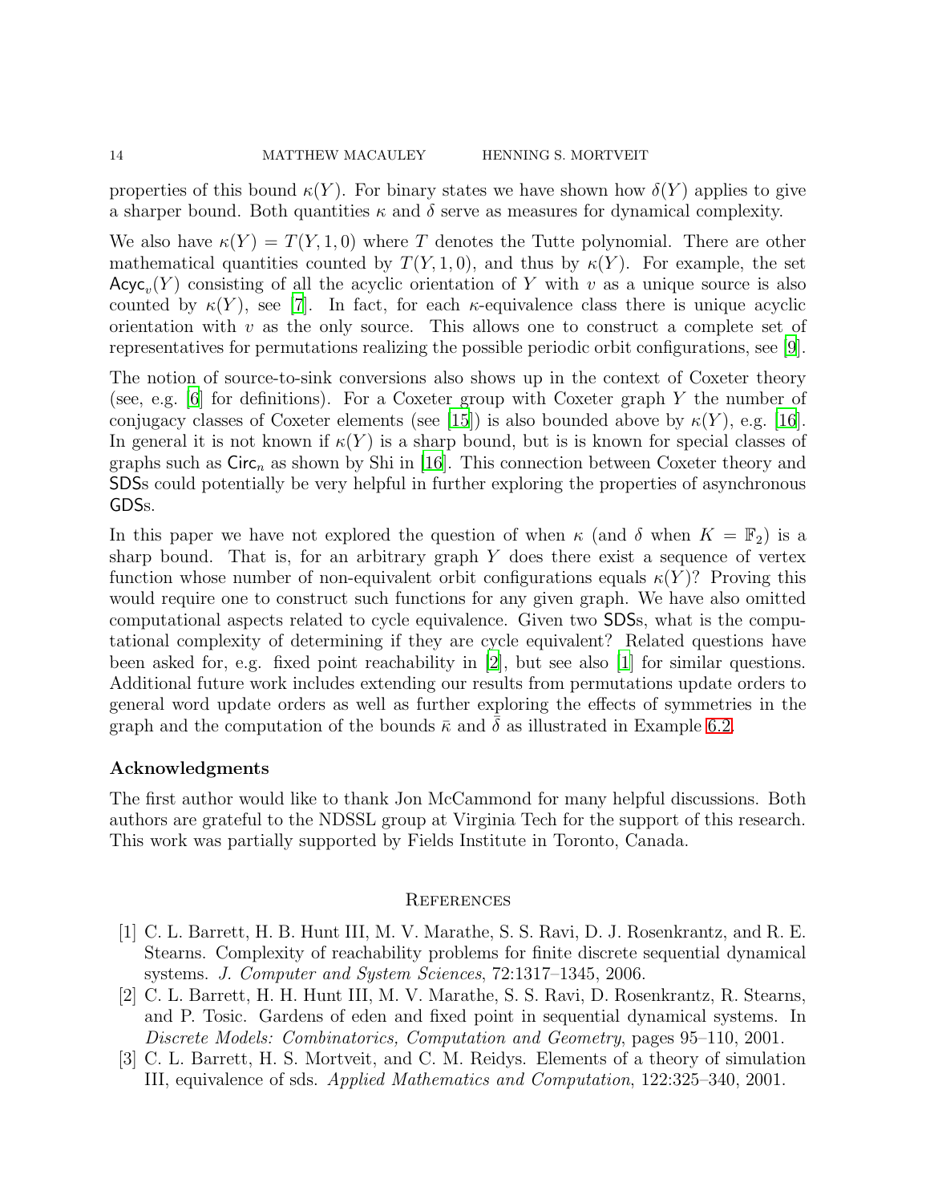properties of this bound $\kappa(Y)$. For binary states we have shown how $\delta(Y)$ applies to give a sharper bound. Both quantities $\kappa$ and $\delta$ serve as measures for dynamical complexity.

We also have $\kappa(Y) = T(Y, 1, 0)$ where $T$ denotes the Tutte polynomial. There are other mathematical quantities counted by $T(Y, 1, 0)$, and thus by $\kappa(Y)$. For example, the set $\mathsf{Acyc}_v(Y)$ consisting of all the acyclic orientation of $Y$ with $v$ as a unique source is also counted by $\kappa(Y)$, see [7]. In fact, for each $\kappa$-equivalence class there is unique acyclic orientation with $v$ as the only source. This allows one to construct a complete set of representatives for permutations realizing the possible periodic orbit configurations, see [9].

The notion of source-to-sink conversions also shows up in the context of Coxeter theory (see, e.g. [6] for definitions). For a Coxeter group with Coxeter graph $Y$ the number of conjugacy classes of Coxeter elements (see [15]) is also bounded above by $\kappa(Y)$, e.g. [16]. In general it is not known if $\kappa(Y)$ is a sharp bound, but is is known for special classes of graphs such as $\mathsf{Circ}_n$ as shown by Shi in [16]. This connection between Coxeter theory and SDSs could potentially be very helpful in further exploring the properties of asynchronous GDSs.

In this paper we have not explored the question of when $\kappa$ (and $\delta$ when $K = \mathbb{F}_2$) is a sharp bound. That is, for an arbitrary graph $Y$ does there exist a sequence of vertex function whose number of non-equivalent orbit configurations equals $\kappa(Y)$? Proving this would require one to construct such functions for any given graph. We have also omitted computational aspects related to cycle equivalence. Given two SDSs, what is the computational complexity of determining if they are cycle equivalent? Related questions have been asked for, e.g. fixed point reachability in [2], but see also [1] for similar questions. Additional future work includes extending our results from permutations update orders to general word update orders as well as further exploring the effects of symmetries in the graph and the computation of the bounds $\bar{\kappa}$ and $\bar{\delta}$ as illustrated in Example 6.2.

### Acknowledgments

The first author would like to thank Jon McCammond for many helpful discussions. Both authors are grateful to the NDSSL group at Virginia Tech for the support of this research. This work was partially supported by Fields Institute in Toronto, Canada.

## References

[1] C. L. Barrett, H. B. Hunt III, M. V. Marathe, S. S. Ravi, D. J. Rosenkrantz, and R. E. Stearns. Complexity of reachability problems for finite discrete sequential dynamical systems. *J. Computer and System Sciences*, 72:1317–1345, 2006.

[2] C. L. Barrett, H. H. Hunt III, M. V. Marathe, S. S. Ravi, D. Rosenkrantz, R. Stearns, and P. Tosic. Gardens of eden and fixed point in sequential dynamical systems. In *Discrete Models: Combinatorics, Computation and Geometry*, pages 95–110, 2001.

[3] C. L. Barrett, H. S. Mortveit, and C. M. Reidys. Elements of a theory of simulation III, equivalence of sds. *Applied Mathematics and Computation*, 122:325–340, 2001.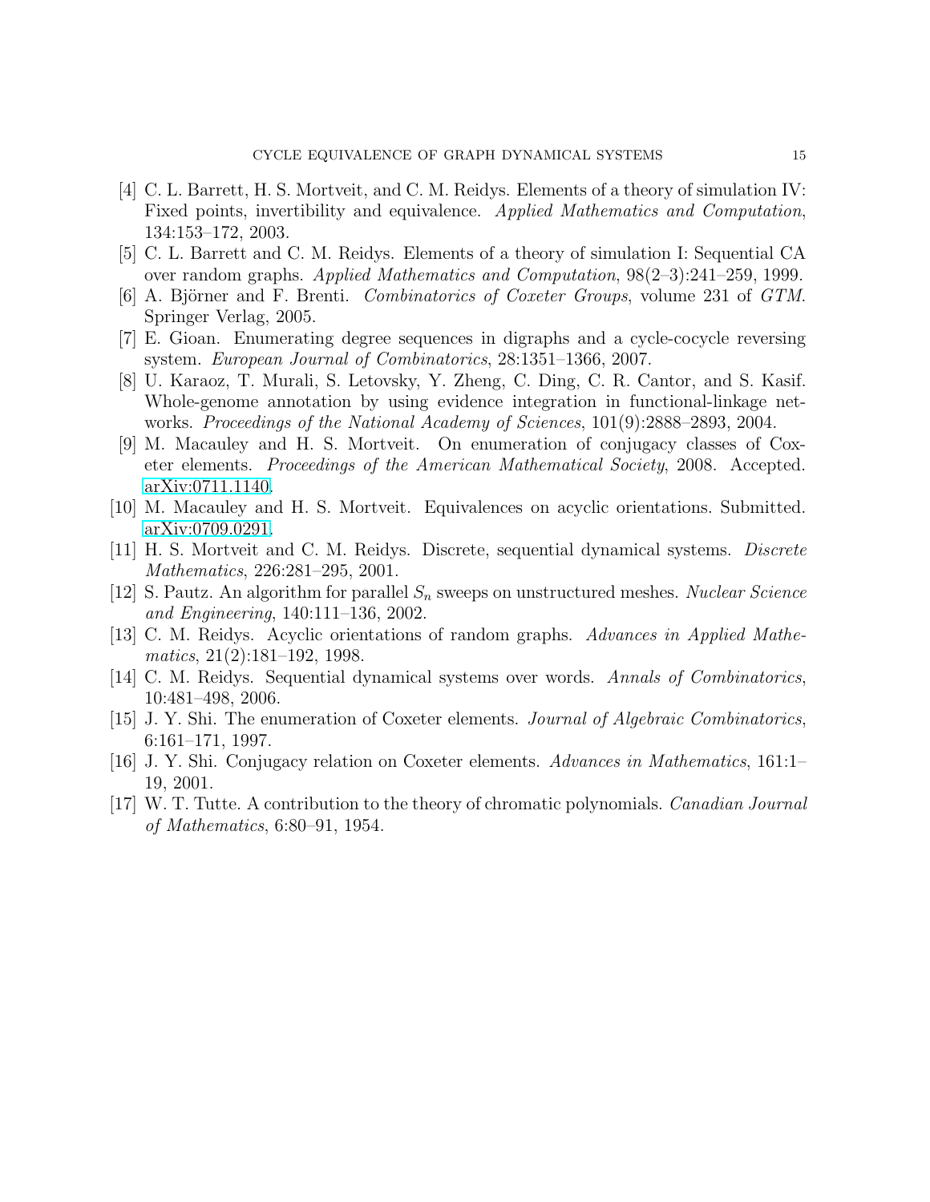[4] C. L. Barrett, H. S. Mortveit, and C. M. Reidys. Elements of a theory of simulation IV: Fixed points, invertibility and equivalence. *Applied Mathematics and Computation*, 134:153–172, 2003.

[5] C. L. Barrett and C. M. Reidys. Elements of a theory of simulation I: Sequential CA over random graphs. *Applied Mathematics and Computation*, 98(2–3):241–259, 1999.

[6] A. Björner and F. Brenti. *Combinatorics of Coxeter Groups*, volume 231 of *GTM*. Springer Verlag, 2005.

[7] E. Gioan. Enumerating degree sequences in digraphs and a cycle-cocycle reversing system. *European Journal of Combinatorics*, 28:1351–1366, 2007.

[8] U. Karaoz, T. Murali, S. Letovsky, Y. Zheng, C. Ding, C. R. Cantor, and S. Kasif. Whole-genome annotation by using evidence integration in functional-linkage networks. *Proceedings of the National Academy of Sciences*, 101(9):2888–2893, 2004.

[9] M. Macauley and H. S. Mortveit. On enumeration of conjugacy classes of Coxeter elements. *Proceedings of the American Mathematical Society*, 2008. Accepted. arXiv:0711.1140.

[10] M. Macauley and H. S. Mortveit. Equivalences on acyclic orientations. Submitted. arXiv:0709.0291.

[11] H. S. Mortveit and C. M. Reidys. Discrete, sequential dynamical systems. *Discrete Mathematics*, 226:281–295, 2001.

[12] S. Pautz. An algorithm for parallel $S_n$ sweeps on unstructured meshes. *Nuclear Science and Engineering*, 140:111–136, 2002.

[13] C. M. Reidys. Acyclic orientations of random graphs. *Advances in Applied Mathematics*, 21(2):181–192, 1998.

[14] C. M. Reidys. Sequential dynamical systems over words. *Annals of Combinatorics*, 10:481–498, 2006.

[15] J. Y. Shi. The enumeration of Coxeter elements. *Journal of Algebraic Combinatorics*, 6:161–171, 1997.

[16] J. Y. Shi. Conjugacy relation on Coxeter elements. *Advances in Mathematics*, 161:1–19, 2001.

[17] W. T. Tutte. A contribution to the theory of chromatic polynomials. *Canadian Journal of Mathematics*, 6:80–91, 1954.